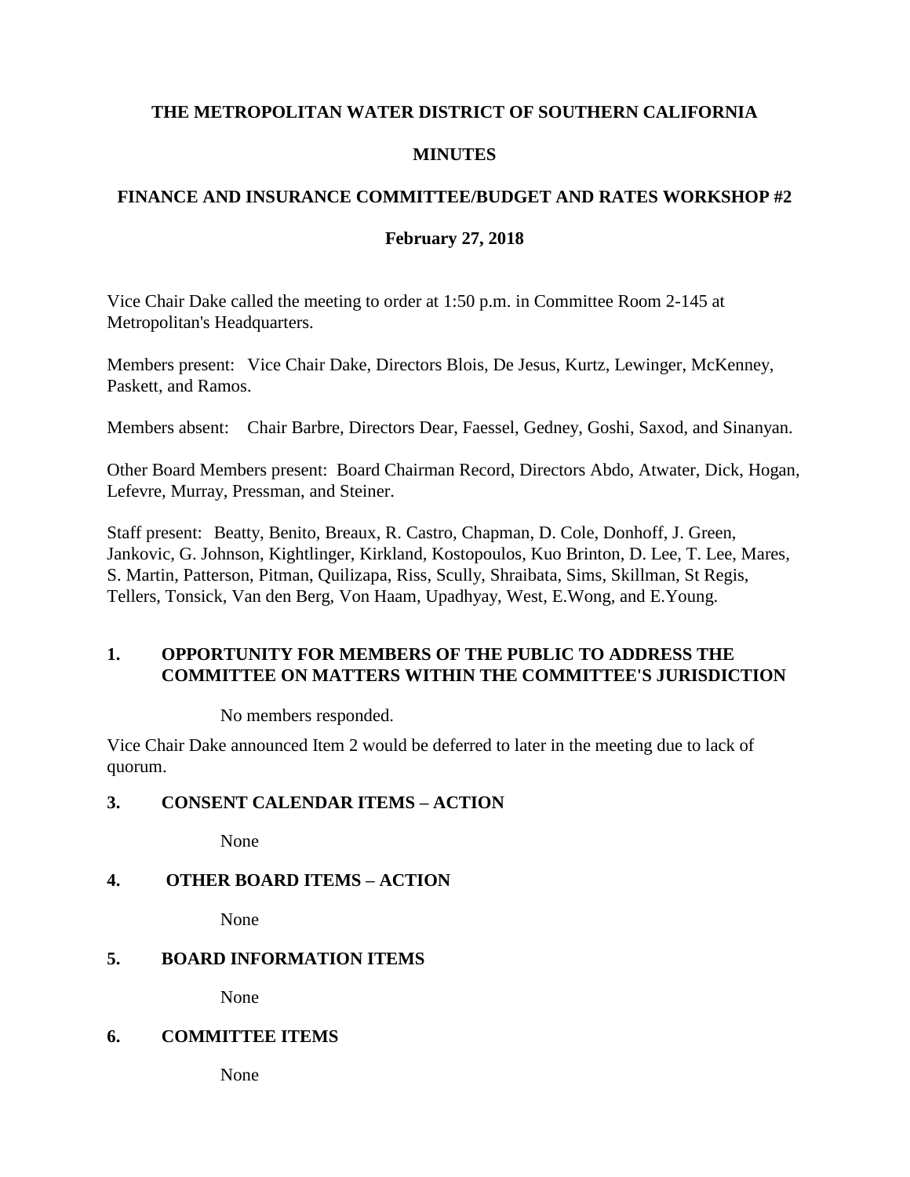**THE METROPOLITAN WATER DISTRICT OF SOUTHERN CALIFORNIA**

**MINUTES**

**FINANCE AND INSURANCE COMMITTEE/BUDGET AND RATES WORKSHOP #2**

**February 27, 2018**

Vice Chair Dake called the meeting to order at 1:50 p.m. in Committee Room 2-145 at Metropolitan's Headquarters.

Members present: Vice Chair Dake, Directors Blois, De Jesus, Kurtz, Lewinger, McKenney, Paskett, and Ramos.

Members absent: Chair Barbre, Directors Dear, Faessel, Gedney, Goshi, Saxod, and Sinanyan.

Other Board Members present: Board Chairman Record, Directors Abdo, Atwater, Dick, Hogan, Lefevre, Murray, Pressman, and Steiner.

Staff present: Beatty, Benito, Breaux, R. Castro, Chapman, D. Cole, Donhoff, J. Green, Jankovic, G. Johnson, Kightlinger, Kirkland, Kostopoulos, Kuo Brinton, D. Lee, T. Lee, Mares, S. Martin, Patterson, Pitman, Quilizapa, Riss, Scully, Shraibata, Sims, Skillman, St Regis, Tellers, Tonsick, Van den Berg, Von Haam, Upadhyay, West, E.Wong, and E.Young.

## 1. OPPORTUNITY FOR MEMBERS OF THE PUBLIC TO ADDRESS THE COMMITTEE ON MATTERS WITHIN THE COMMITTEE'S JURISDICTION

No members responded.

Vice Chair Dake announced Item 2 would be deferred to later in the meeting due to lack of quorum.

## 3. CONSENT CALENDAR ITEMS – ACTION

None

## 4. OTHER BOARD ITEMS – ACTION

None

## 5. BOARD INFORMATION ITEMS

None

## 6. COMMITTEE ITEMS

None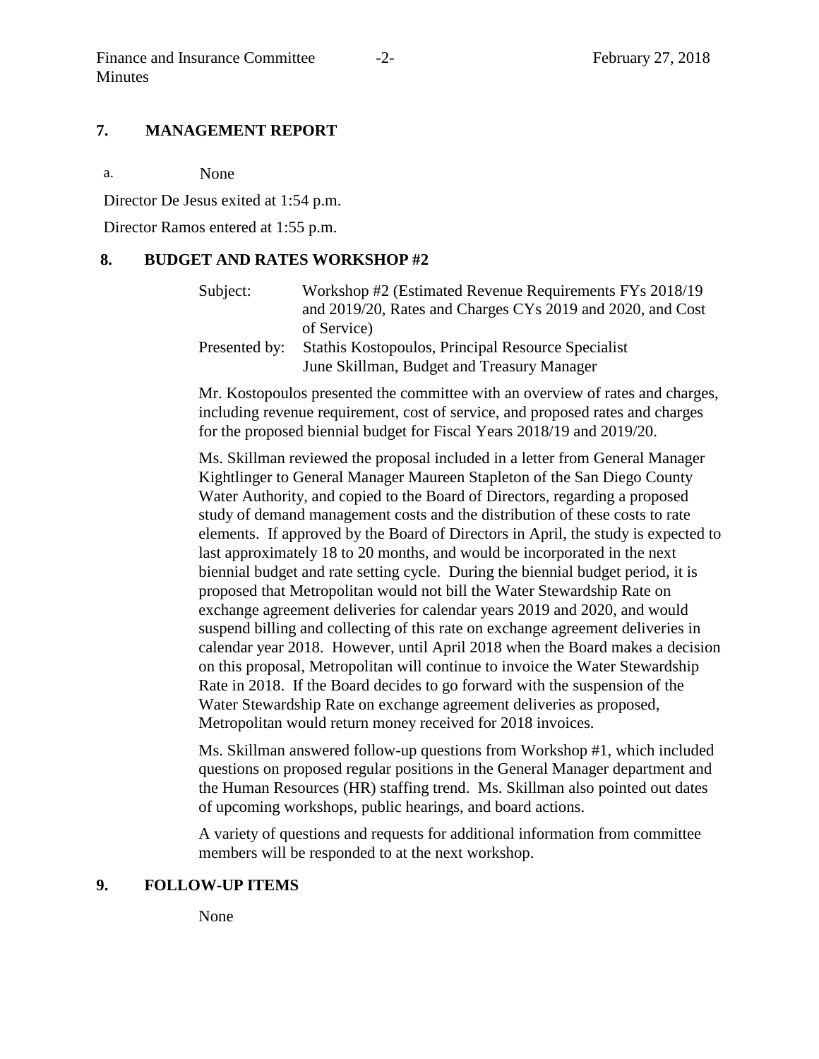## 7. MANAGEMENT REPORT

a. None

Director De Jesus exited at 1:54 p.m.

Director Ramos entered at 1:55 p.m.

## 8. BUDGET AND RATES WORKSHOP #2

Subject: Workshop #2 (Estimated Revenue Requirements FYs 2018/19 and 2019/20, Rates and Charges CYs 2019 and 2020, and Cost of Service)

Presented by: Stathis Kostopoulos, Principal Resource Specialist
June Skillman, Budget and Treasury Manager

Mr. Kostopoulos presented the committee with an overview of rates and charges, including revenue requirement, cost of service, and proposed rates and charges for the proposed biennial budget for Fiscal Years 2018/19 and 2019/20.

Ms. Skillman reviewed the proposal included in a letter from General Manager Kightlinger to General Manager Maureen Stapleton of the San Diego County Water Authority, and copied to the Board of Directors, regarding a proposed study of demand management costs and the distribution of these costs to rate elements. If approved by the Board of Directors in April, the study is expected to last approximately 18 to 20 months, and would be incorporated in the next biennial budget and rate setting cycle. During the biennial budget period, it is proposed that Metropolitan would not bill the Water Stewardship Rate on exchange agreement deliveries for calendar years 2019 and 2020, and would suspend billing and collecting of this rate on exchange agreement deliveries in calendar year 2018. However, until April 2018 when the Board makes a decision on this proposal, Metropolitan will continue to invoice the Water Stewardship Rate in 2018. If the Board decides to go forward with the suspension of the Water Stewardship Rate on exchange agreement deliveries as proposed, Metropolitan would return money received for 2018 invoices.

Ms. Skillman answered follow-up questions from Workshop #1, which included questions on proposed regular positions in the General Manager department and the Human Resources (HR) staffing trend. Ms. Skillman also pointed out dates of upcoming workshops, public hearings, and board actions.

A variety of questions and requests for additional information from committee members will be responded to at the next workshop.

## 9. FOLLOW-UP ITEMS

None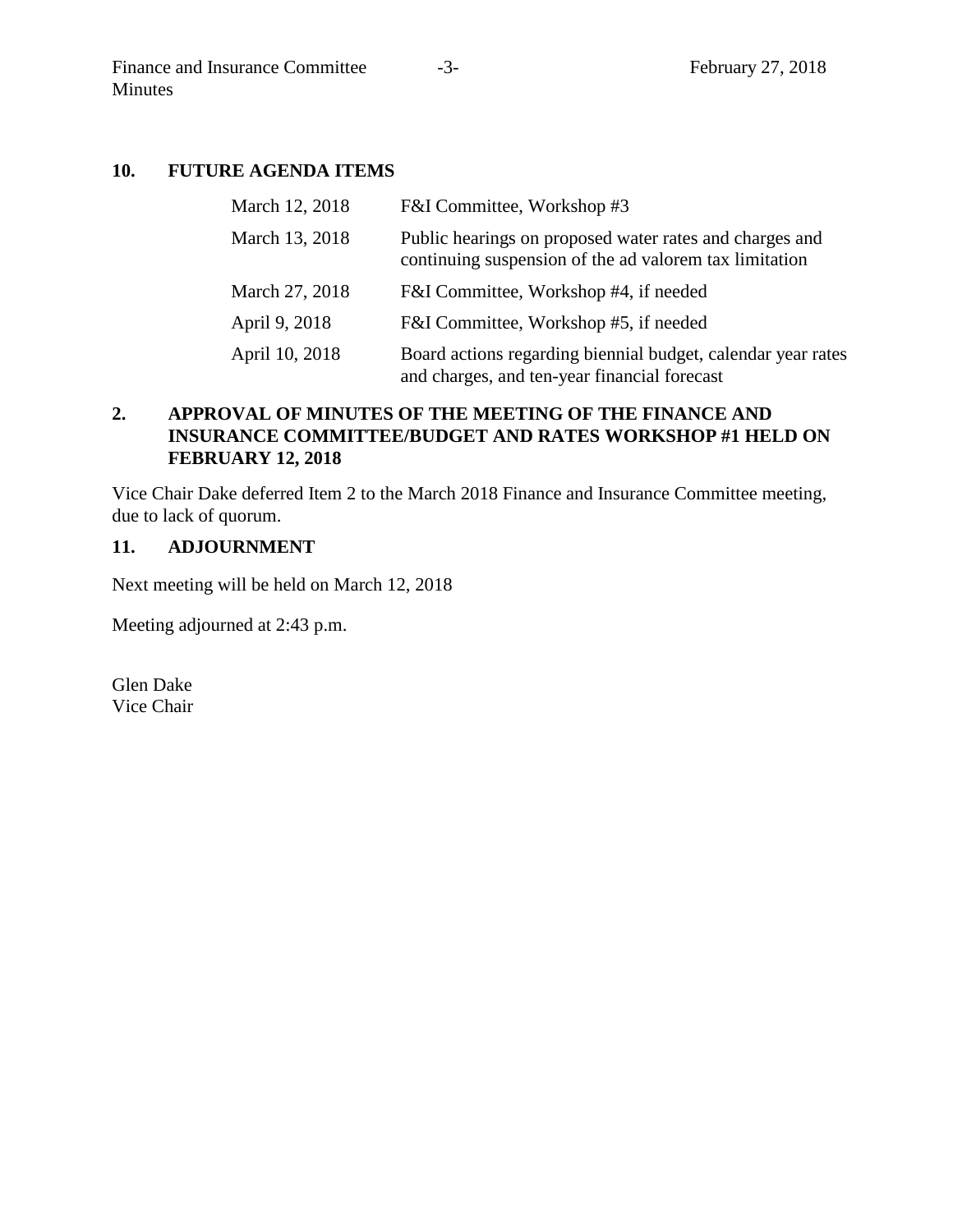## 10. FUTURE AGENDA ITEMS

| | |
|---|---|
| March 12, 2018 | F&I Committee, Workshop #3 |
| March 13, 2018 | Public hearings on proposed water rates and charges and continuing suspension of the ad valorem tax limitation |
| March 27, 2018 | F&I Committee, Workshop #4, if needed |
| April 9, 2018 | F&I Committee, Workshop #5, if needed |
| April 10, 2018 | Board actions regarding biennial budget, calendar year rates and charges, and ten-year financial forecast |

## 2. APPROVAL OF MINUTES OF THE MEETING OF THE FINANCE AND INSURANCE COMMITTEE/BUDGET AND RATES WORKSHOP #1 HELD ON FEBRUARY 12, 2018

Vice Chair Dake deferred Item 2 to the March 2018 Finance and Insurance Committee meeting, due to lack of quorum.

## 11. ADJOURNMENT

Next meeting will be held on March 12, 2018

Meeting adjourned at 2:43 p.m.

Glen Dake
Vice Chair